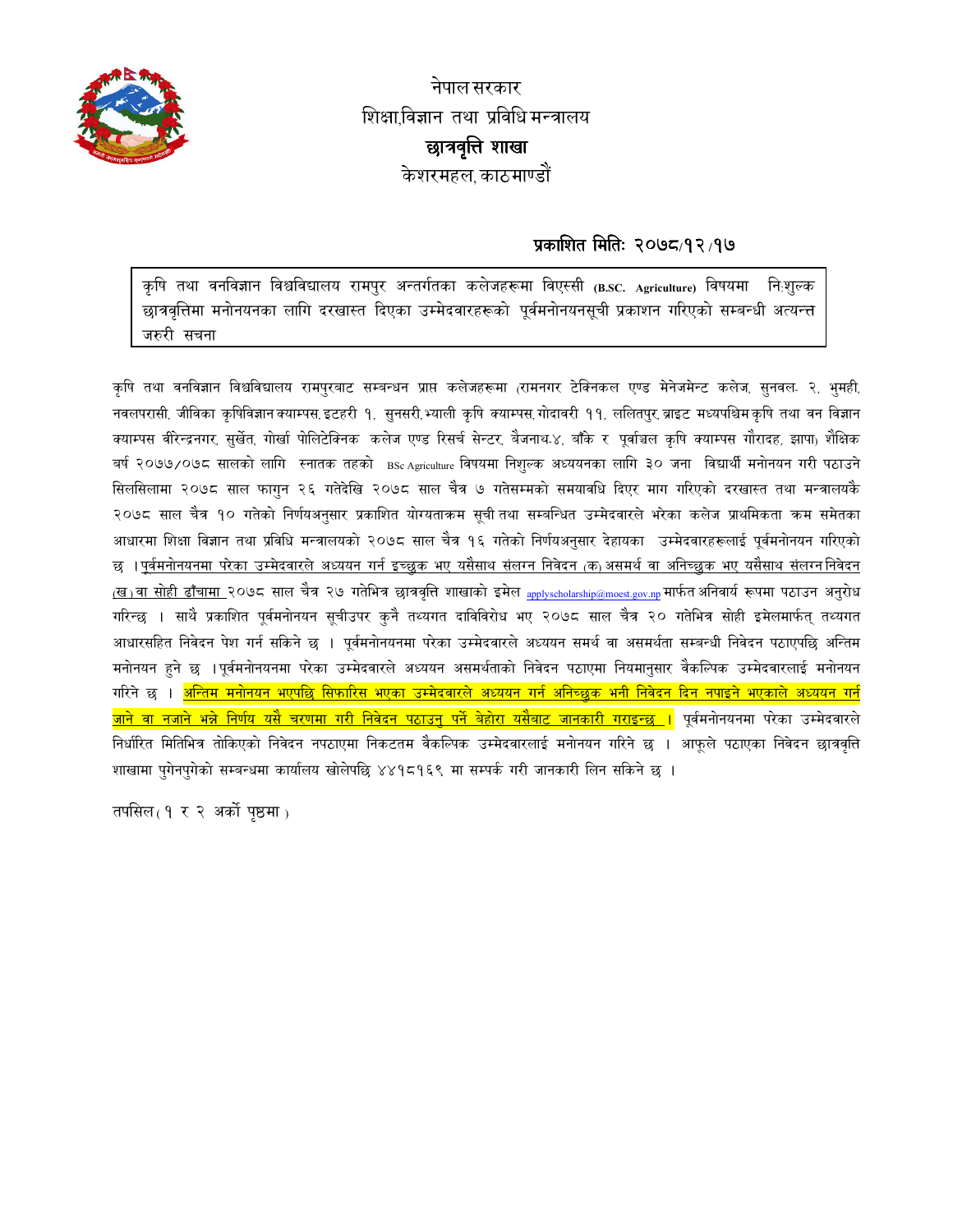नेपाल सरकार

शिक्षा,विज्ञान तथा प्रविधि मन्त्रालय

**छात्रवृत्ति शाखा**

केशरमहल, काठमाण्डौं

**प्रकाशित मितिः २०७८/१२/१७**

कृषि तथा वनविज्ञान विश्वविद्यालय रामपुर अन्तर्गतका कलेजहरूमा विएस्सी (B.SC. Agriculture) विषयमा निःशुल्क छात्रवृत्तिमा मनोनयनका लागि दरखास्त दिएका उम्मेदवारहरूको पूर्वमनोनयनसूची प्रकाशन गरिएको सम्बन्धी अत्यन्त जरुरी सूचना

कृषि तथा वनविज्ञान विश्वविद्यालय रामपुरबाट सम्बन्धन प्राप्त कलेजहरूमा (रामनगर टेक्निकल एण्ड मेनेजमेन्ट कलेज, सुनवल- २, भुमही, नवलपरासी, जीविका कृषिविज्ञान क्याम्पस, इटहरी १, सुनसरी, भ्याली कृषि क्याम्पस, गोदावरी ११, ललितपुर, ब्राइट मध्यपश्चिम कृषि तथा वन विज्ञान क्याम्पस वीरेन्द्रनगर, सुर्खेत, गोर्खा पोलिटेक्निक कलेज एण्ड रिसर्च सेन्टर, बैजनाथ-४, बाँके र पूर्वाञ्चल कृषि क्याम्पस गौरादह, झापा) शैक्षिक वर्ष २०७७/०७८ सालको लागि स्नातक तहको BSc Agriculture विषयमा निशुल्क अध्ययनका लागि ३० जना विद्यार्थी मनोनयन गरी पठाउने सिलसिलामा २०७८ साल फागुन २६ गतेदेखि २०७८ साल चैत्र ७ गतेसम्मको समयावधि दिएर माग गरिएको दरखास्त तथा मन्त्रालयकै २०७८ साल चैत्र १० गतेको निर्णयअनुसार प्रकाशित योग्यताक्रम सूची तथा सम्बन्धित उम्मेदवारले भरेका कलेज प्राथमिकता क्रम समेतका आधारमा शिक्षा विज्ञान तथा प्रविधि मन्त्रालयको २०७८ साल चैत्र १६ गतेको निर्णयअनुसार देहायका उम्मेदवारहरूलाई पूर्वमनोनयन गरिएको छ । पूर्वमनोनयनमा परेका उम्मेदवारले अध्ययन गर्न इच्छुक भए यसैसाथ संलग्न निवेदन (क) असमर्थ वा अनिच्छुक भए यसैसाथ संलग्न निवेदन (ख) वा सोही ढाँचामा २०७८ साल चैत्र २७ गतेभित्र छात्रवृत्ति शाखाको इमेल applyscholarship@moest.gov.np मार्फत अनिवार्य रूपमा पठाउन अनुरोध गरिन्छ । साथै प्रकाशित पूर्वमनोनयन सूचीउपर कुनै तथ्यगत दाविविरोध भए २०७८ साल चैत्र २० गतेभित्र सोही इमेलमार्फत् तथ्यगत आधारसहित निवेदन पेश गर्न सकिने छ । पूर्वमनोनयनमा परेका उम्मेदवारले अध्ययन समर्थ वा असमर्थता सम्बन्धी निवेदन पठाएपछि अन्तिम मनोनयन हुने छ । पूर्वमनोनयनमा परेका उम्मेदवारले अध्ययन असमर्थताको निवेदन पठाएमा नियमानुसार वैकल्पिक उम्मेदवारलाई मनोनयन गरिने छ । अन्तिम मनोनयन भएपछि सिफारिस भएका उम्मेदवारले अध्ययन गर्न अनिच्छुक भनी निवेदन दिन नपाइने भएकाले अध्ययन गर्न जाने वा नजाने भन्ने निर्णय यसै चरणमा गरी निवेदन पठाउनु पर्ने बेहोरा यसैबाट जानकारी गराइन्छ । पूर्वमनोनयनमा परेका उम्मेदवारले निर्धारित मितिभित्र तोकिएको निवेदन नपठाएमा निकटतम वैकल्पिक उम्मेदवारलाई मनोनयन गरिने छ । आफूले पठाएका निवेदन छात्रवृत्ति शाखामा पुगेनपुगेको सम्बन्धमा कार्यालय खोलेपछि ४४१८१६९ मा सम्पर्क गरी जानकारी लिन सकिने छ ।

तपसिल ( १ र २ अर्को पृष्ठमा )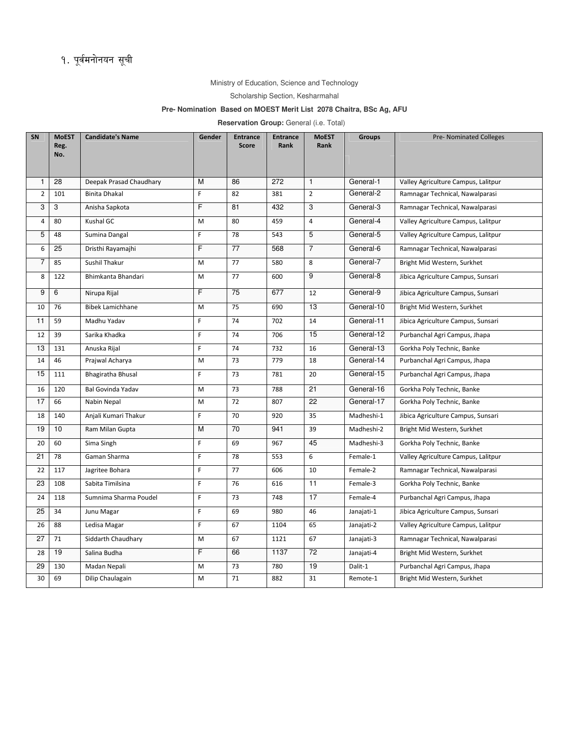# १. पूर्वमनोनयन सूची

Ministry of Education, Science and Technology

Scholarship Section, Kesharmahal

**Pre- Nomination Based on MOEST Merit List 2078 Chaitra, BSc Ag, AFU**

**Reservation Group:** General (i.e. Total)

| SN | MoEST Reg. No. | Candidate's Name | Gender | Entrance Score | Entrance Rank | MoEST Rank | Groups | Pre- Nominated Colleges |
|---|---|---|---|---|---|---|---|---|
| 1 | 28 | Deepak Prasad Chaudhary | M | 86 | 272 | 1 | General-1 | Valley Agriculture Campus, Lalitpur |
| 2 | 101 | Binita Dhakal | F | 82 | 381 | 2 | General-2 | Ramnagar Technical, Nawalparasi |
| 3 | 3 | Anisha Sapkota | F | 81 | 432 | 3 | General-3 | Ramnagar Technical, Nawalparasi |
| 4 | 80 | Kushal GC | M | 80 | 459 | 4 | General-4 | Valley Agriculture Campus, Lalitpur |
| 5 | 48 | Sumina Dangal | F | 78 | 543 | 5 | General-5 | Valley Agriculture Campus, Lalitpur |
| 6 | 25 | Dristhi Rayamajhi | F | 77 | 568 | 7 | General-6 | Ramnagar Technical, Nawalparasi |
| 7 | 85 | Sushil Thakur | M | 77 | 580 | 8 | General-7 | Bright Mid Western, Surkhet |
| 8 | 122 | Bhimkanta Bhandari | M | 77 | 600 | 9 | General-8 | Jibica Agriculture Campus, Sunsari |
| 9 | 6 | Nirupa Rijal | F | 75 | 677 | 12 | General-9 | Jibica Agriculture Campus, Sunsari |
| 10 | 76 | Bibek Lamichhane | M | 75 | 690 | 13 | General-10 | Bright Mid Western, Surkhet |
| 11 | 59 | Madhu Yadav | F | 74 | 702 | 14 | General-11 | Jibica Agriculture Campus, Sunsari |
| 12 | 39 | Sarika Khadka | F | 74 | 706 | 15 | General-12 | Purbanchal Agri Campus, Jhapa |
| 13 | 131 | Anuska Rijal | F | 74 | 732 | 16 | General-13 | Gorkha Poly Technic, Banke |
| 14 | 46 | Prajwal Acharya | M | 73 | 779 | 18 | General-14 | Purbanchal Agri Campus, Jhapa |
| 15 | 111 | Bhagiratha Bhusal | F | 73 | 781 | 20 | General-15 | Purbanchal Agri Campus, Jhapa |
| 16 | 120 | Bal Govinda Yadav | M | 73 | 788 | 21 | General-16 | Gorkha Poly Technic, Banke |
| 17 | 66 | Nabin Nepal | M | 72 | 807 | 22 | General-17 | Gorkha Poly Technic, Banke |
| 18 | 140 | Anjali Kumari Thakur | F | 70 | 920 | 35 | Madheshi-1 | Jibica Agriculture Campus, Sunsari |
| 19 | 10 | Ram Milan Gupta | M | 70 | 941 | 39 | Madheshi-2 | Bright Mid Western, Surkhet |
| 20 | 60 | Sima Singh | F | 69 | 967 | 45 | Madheshi-3 | Gorkha Poly Technic, Banke |
| 21 | 78 | Gaman Sharma | F | 78 | 553 | 6 | Female-1 | Valley Agriculture Campus, Lalitpur |
| 22 | 117 | Jagritee Bohara | F | 77 | 606 | 10 | Female-2 | Ramnagar Technical, Nawalparasi |
| 23 | 108 | Sabita Timilsina | F | 76 | 616 | 11 | Female-3 | Gorkha Poly Technic, Banke |
| 24 | 118 | Sumnima Sharma Poudel | F | 73 | 748 | 17 | Female-4 | Purbanchal Agri Campus, Jhapa |
| 25 | 34 | Junu Magar | F | 69 | 980 | 46 | Janajati-1 | Jibica Agriculture Campus, Sunsari |
| 26 | 88 | Ledisa Magar | F | 67 | 1104 | 65 | Janajati-2 | Valley Agriculture Campus, Lalitpur |
| 27 | 71 | Siddarth Chaudhary | M | 67 | 1121 | 67 | Janajati-3 | Ramnagar Technical, Nawalparasi |
| 28 | 19 | Salina Budha | F | 66 | 1137 | 72 | Janajati-4 | Bright Mid Western, Surkhet |
| 29 | 130 | Madan Nepali | M | 73 | 780 | 19 | Dalit-1 | Purbanchal Agri Campus, Jhapa |
| 30 | 69 | Dilip Chaulagain | M | 71 | 882 | 31 | Remote-1 | Bright Mid Western, Surkhet |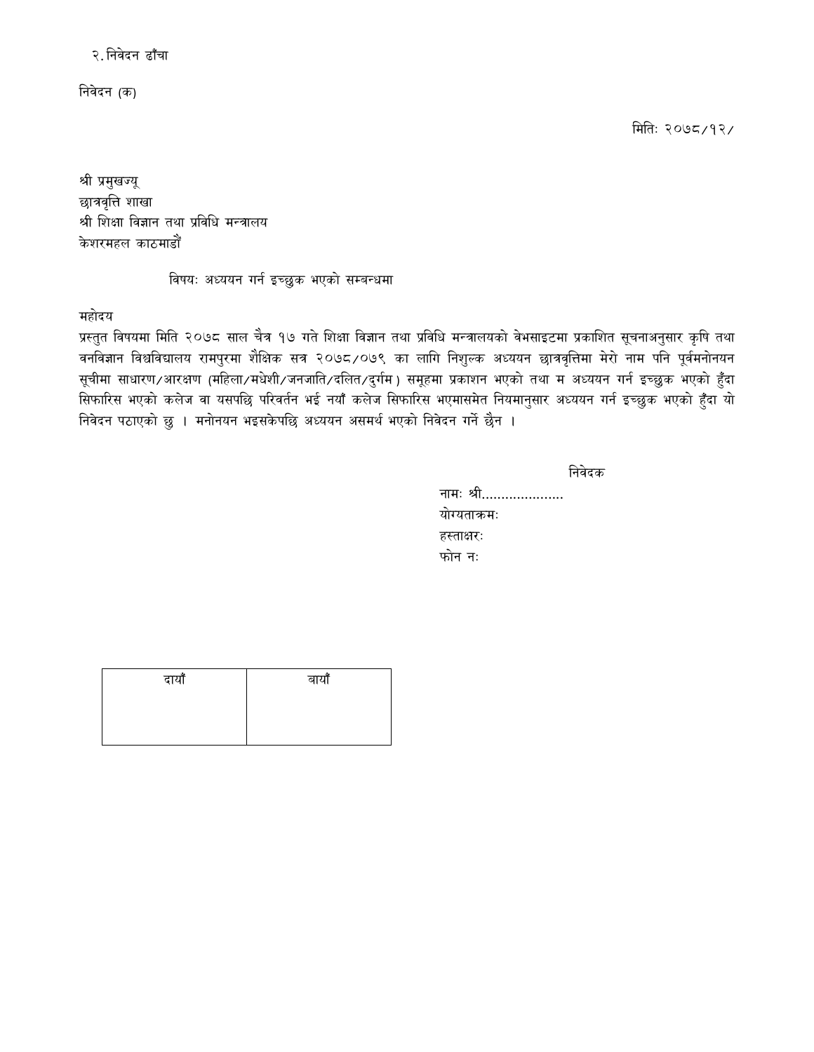२. निवेदन ढाँचा

निवेदन (क)

मितिः २०७८/१२/

श्री प्रमुखज्यू
छात्रवृत्ति शाखा
श्री शिक्षा विज्ञान तथा प्रविधि मन्त्रालय
केशरमहल काठमाडौं

विषयः अध्ययन गर्न इच्छुक भएको सम्बन्धमा

महोदय

प्रस्तुत विषयमा मिति २०७८ साल चैत्र १७ गते शिक्षा विज्ञान तथा प्रविधि मन्त्रालयको वेभसाइटमा प्रकाशित सूचनाअनुसार कृषि तथा वनविज्ञान विश्वविद्यालय रामपुरमा शैक्षिक सत्र २०७८/०७९ का लागि निशुल्क अध्ययन छात्रवृत्तिमा मेरो नाम पनि पूर्वमनोनयन सूचीमा साधारण/आरक्षण (महिला/मधेशी/जनजाति/दलित/दुर्गम) समूहमा प्रकाशन भएको तथा म अध्ययन गर्न इच्छुक भएको हुँदा सिफारिस भएको कलेज वा यसपछि परिवर्तन भई नयाँ कलेज सिफारिस भएमासमेत नियमानुसार अध्ययन गर्न इच्छुक भएको हुँदा यो निवेदन पठाएको छु । मनोनयन भइसकेपछि अध्ययन असमर्थ भएको निवेदन गर्ने छैन ।

निवेदक
नामः श्री....................
योग्यताक्रमः
हस्ताक्षरः
फोन नः

| दायाँ | बायाँ |
|---|---|
| | |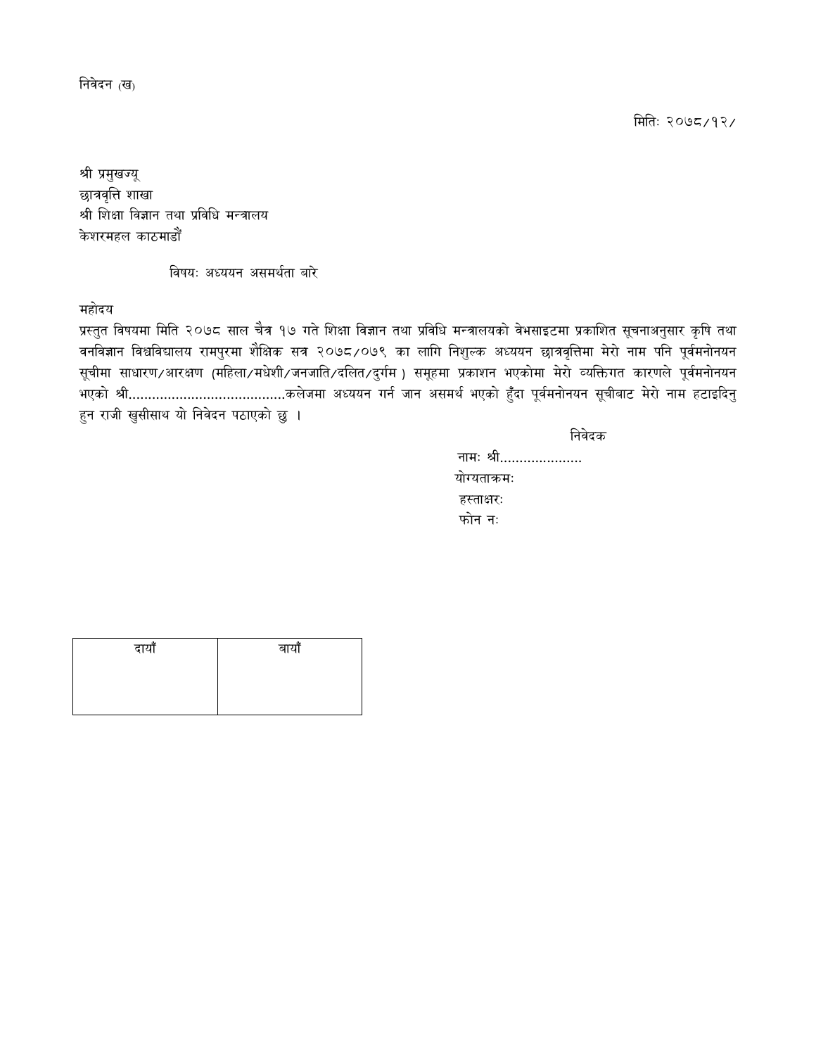निवेदन (ख)

मितिः २०७८/१२/

श्री प्रमुखज्यू
छात्रवृत्ति शाखा
श्री शिक्षा विज्ञान तथा प्रविधि मन्त्रालय
केशरमहल काठमाडौं

विषयः अध्ययन असमर्थता बारे

महोदय
प्रस्तुत विषयमा मिति २०७८ साल चैत्र १७ गते शिक्षा विज्ञान तथा प्रविधि मन्त्रालयको वेभसाइटमा प्रकाशित सूचनाअनुसार कृषि तथा वनविज्ञान विश्वविद्यालय रामपुरमा शैक्षिक सत्र २०७८/०७९ का लागि निशुल्क अध्ययन छात्रवृत्तिमा मेरो नाम पनि पूर्वमनोनयन सूचीमा साधारण/आरक्षण (महिला/मधेशी/जनजाति/दलित/दुर्गम ) समूहमा प्रकाशन भएकोमा मेरो व्यक्तिगत कारणले पूर्वमनोनयन भएको श्री.......................................कलेजमा अध्ययन गर्न जान असमर्थ भएको हुँदा पूर्वमनोनयन सूचीबाट मेरो नाम हटाइदिनु हुन राजी खुसीसाथ यो निवेदन पठाएको छु ।

निवेदक
नामः श्री.....................
योग्यताक्रमः
हस्ताक्षरः
फोन नः

| दायाँ | बायाँ |
|---|---|
| | |